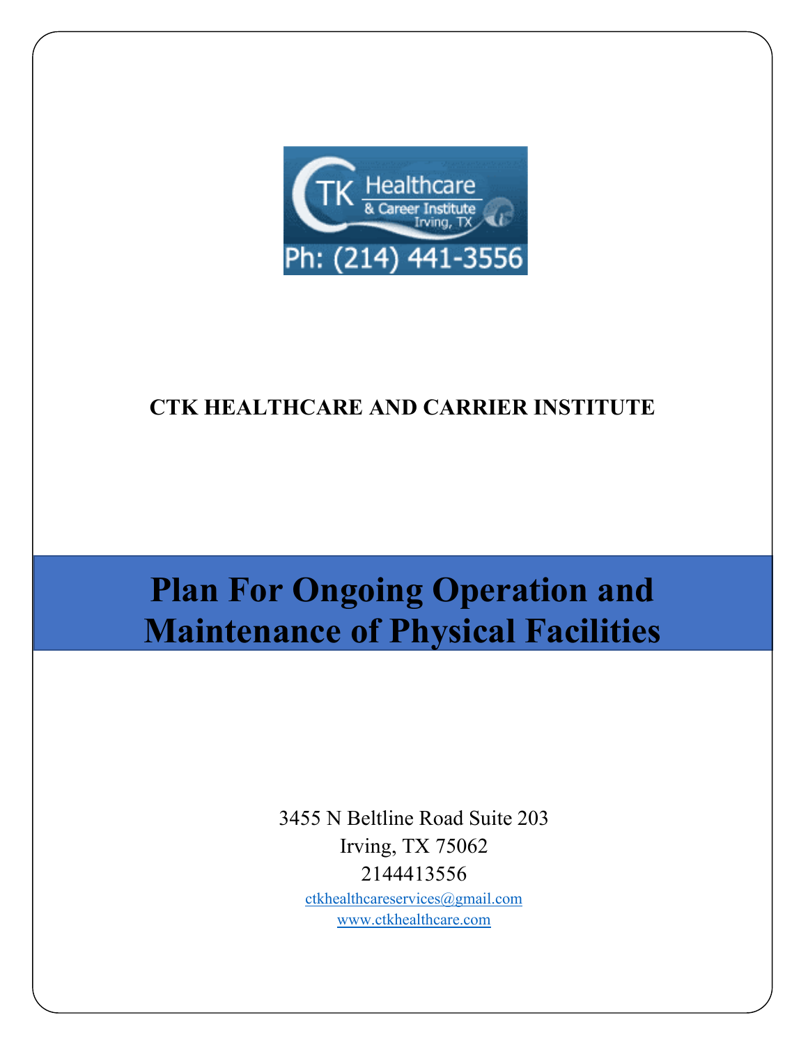**CTK HEALTHCARE AND CARRIER INSTITUTE**

# Plan For Ongoing Operation and Maintenance of Physical Facilities

3455 N Beltline Road Suite 203
Irving, TX 75062
2144413556
ctkhealthcareservices@gmail.com
www.ctkhealthcare.com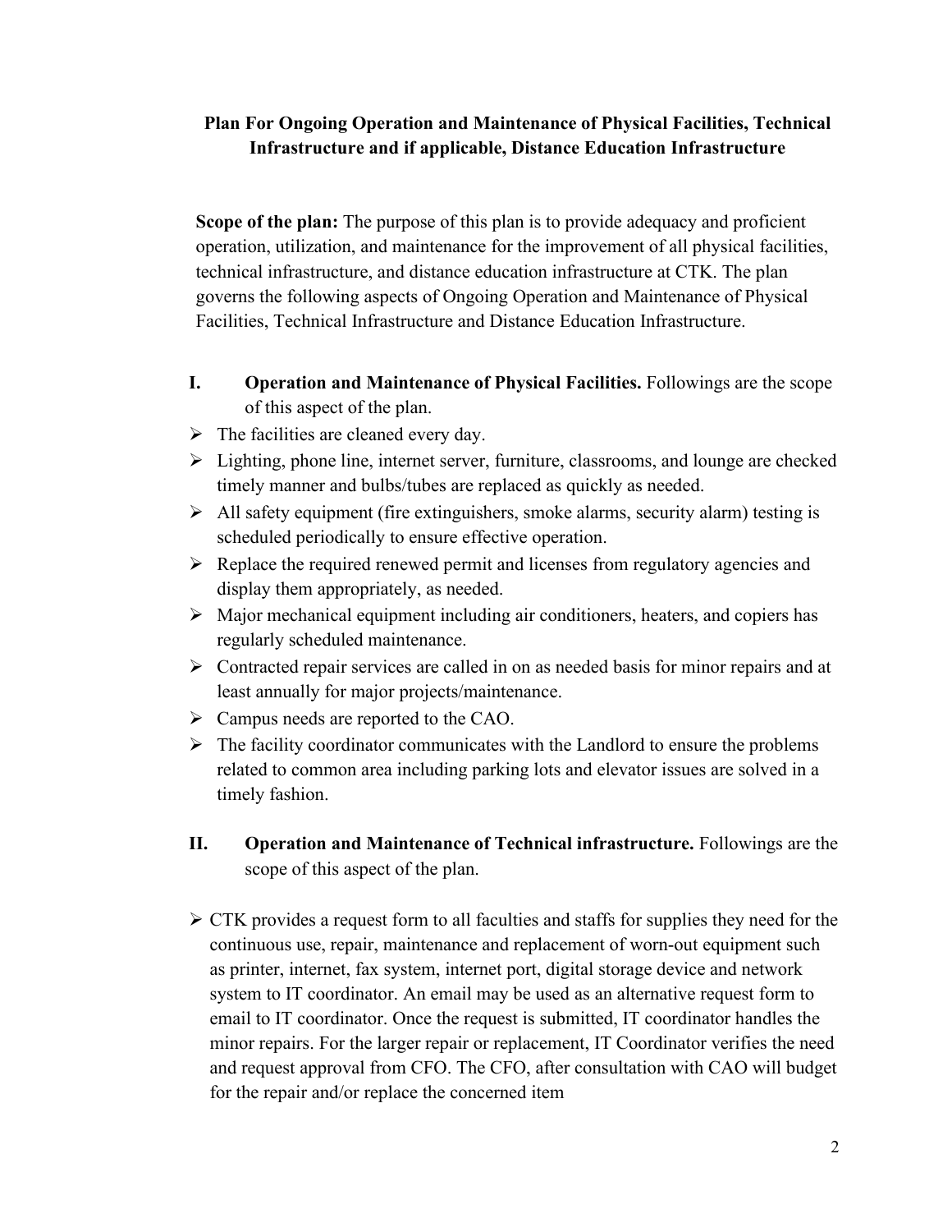**Plan For Ongoing Operation and Maintenance of Physical Facilities, Technical Infrastructure and if applicable, Distance Education Infrastructure**

**Scope of the plan:** The purpose of this plan is to provide adequacy and proficient operation, utilization, and maintenance for the improvement of all physical facilities, technical infrastructure, and distance education infrastructure at CTK. The plan governs the following aspects of Ongoing Operation and Maintenance of Physical Facilities, Technical Infrastructure and Distance Education Infrastructure.

**I. Operation and Maintenance of Physical Facilities.** Followings are the scope of this aspect of the plan.

- The facilities are cleaned every day.
- Lighting, phone line, internet server, furniture, classrooms, and lounge are checked timely manner and bulbs/tubes are replaced as quickly as needed.
- All safety equipment (fire extinguishers, smoke alarms, security alarm) testing is scheduled periodically to ensure effective operation.
- Replace the required renewed permit and licenses from regulatory agencies and display them appropriately, as needed.
- Major mechanical equipment including air conditioners, heaters, and copiers has regularly scheduled maintenance.
- Contracted repair services are called in on as needed basis for minor repairs and at least annually for major projects/maintenance.
- Campus needs are reported to the CAO.
- The facility coordinator communicates with the Landlord to ensure the problems related to common area including parking lots and elevator issues are solved in a timely fashion.

**II. Operation and Maintenance of Technical infrastructure.** Followings are the scope of this aspect of the plan.

- CTK provides a request form to all faculties and staffs for supplies they need for the continuous use, repair, maintenance and replacement of worn-out equipment such as printer, internet, fax system, internet port, digital storage device and network system to IT coordinator. An email may be used as an alternative request form to email to IT coordinator. Once the request is submitted, IT coordinator handles the minor repairs. For the larger repair or replacement, IT Coordinator verifies the need and request approval from CFO. The CFO, after consultation with CAO will budget for the repair and/or replace the concerned item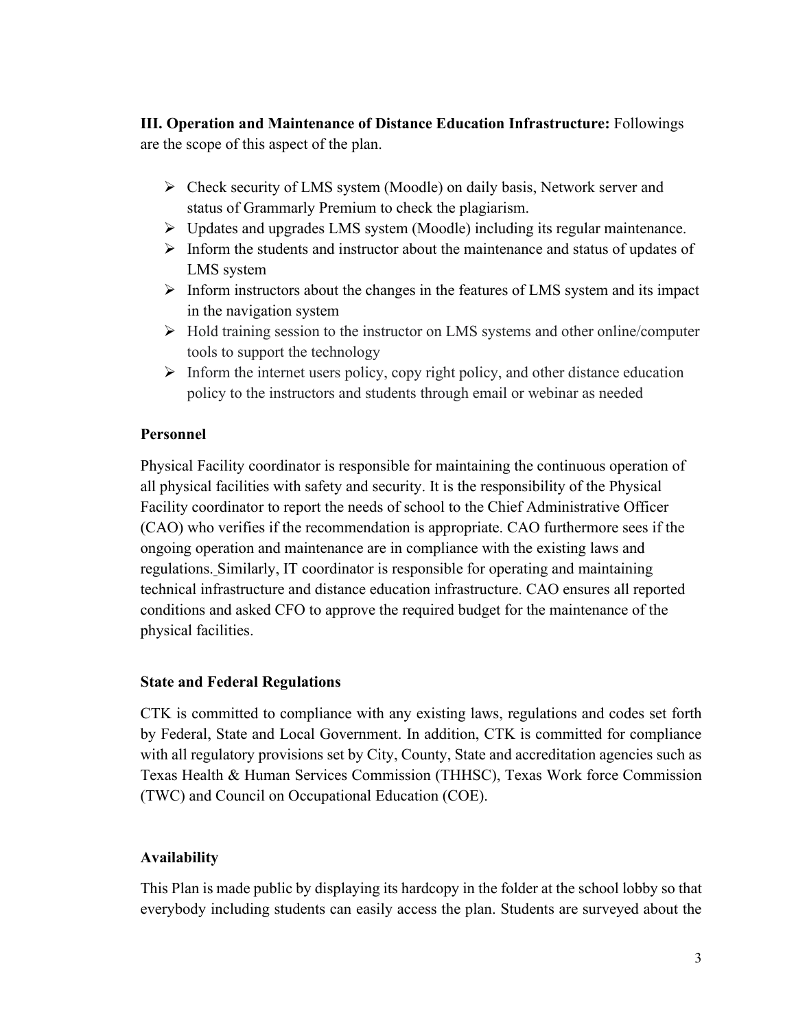**III. Operation and Maintenance of Distance Education Infrastructure:** Followings are the scope of this aspect of the plan.

- Check security of LMS system (Moodle) on daily basis, Network server and status of Grammarly Premium to check the plagiarism.
- Updates and upgrades LMS system (Moodle) including its regular maintenance.
- Inform the students and instructor about the maintenance and status of updates of LMS system
- Inform instructors about the changes in the features of LMS system and its impact in the navigation system
- Hold training session to the instructor on LMS systems and other online/computer tools to support the technology
- Inform the internet users policy, copy right policy, and other distance education policy to the instructors and students through email or webinar as needed

**Personnel**

Physical Facility coordinator is responsible for maintaining the continuous operation of all physical facilities with safety and security. It is the responsibility of the Physical Facility coordinator to report the needs of school to the Chief Administrative Officer (CAO) who verifies if the recommendation is appropriate. CAO furthermore sees if the ongoing operation and maintenance are in compliance with the existing laws and regulations. Similarly, IT coordinator is responsible for operating and maintaining technical infrastructure and distance education infrastructure. CAO ensures all reported conditions and asked CFO to approve the required budget for the maintenance of the physical facilities.

**State and Federal Regulations**

CTK is committed to compliance with any existing laws, regulations and codes set forth by Federal, State and Local Government. In addition, CTK is committed for compliance with all regulatory provisions set by City, County, State and accreditation agencies such as Texas Health & Human Services Commission (THHSC), Texas Work force Commission (TWC) and Council on Occupational Education (COE).

**Availability**

This Plan is made public by displaying its hardcopy in the folder at the school lobby so that everybody including students can easily access the plan. Students are surveyed about the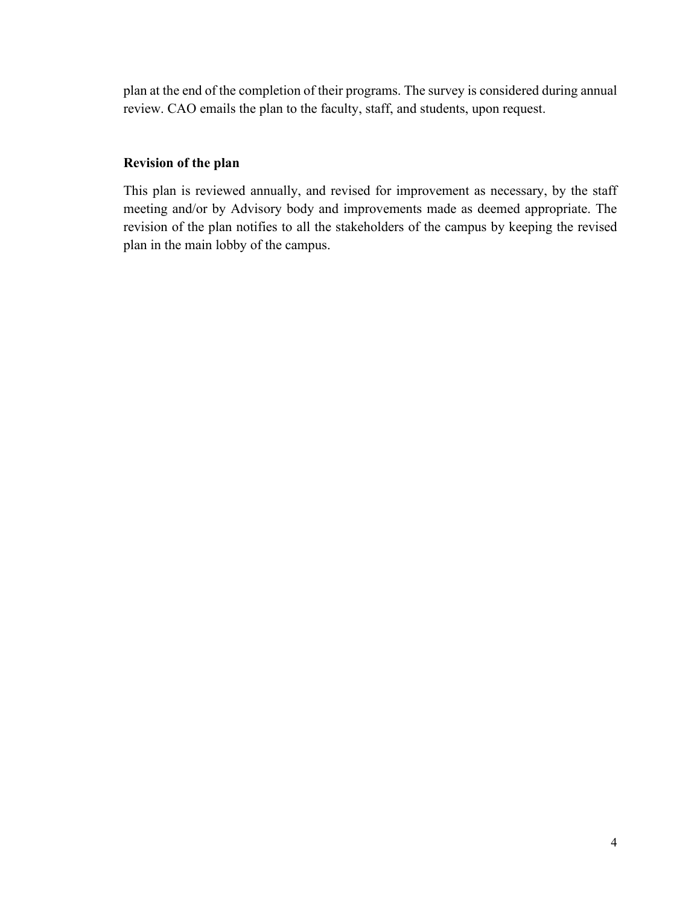plan at the end of the completion of their programs. The survey is considered during annual review. CAO emails the plan to the faculty, staff, and students, upon request.

**Revision of the plan**

This plan is reviewed annually, and revised for improvement as necessary, by the staff meeting and/or by Advisory body and improvements made as deemed appropriate. The revision of the plan notifies to all the stakeholders of the campus by keeping the revised plan in the main lobby of the campus.